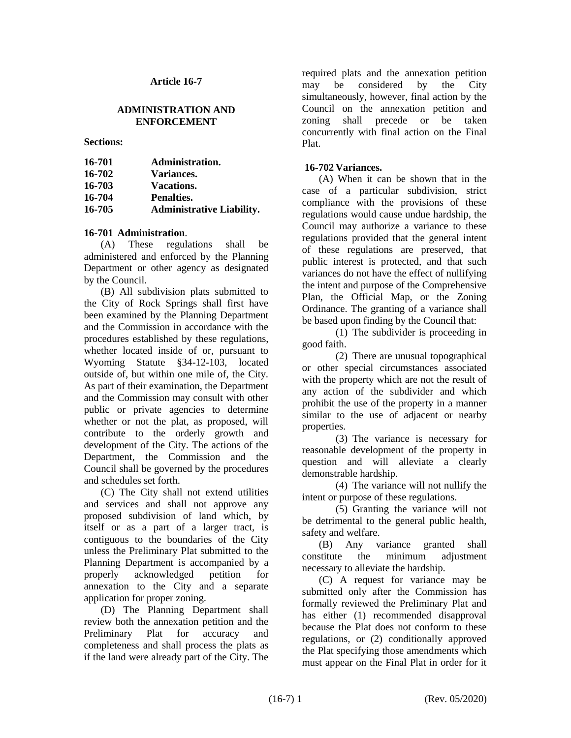# Article 16-7

## ADMINISTRATION AND ENFORCEMENT

**Sections:**

| | |
|---|---|
| **16-701** | **Administration.** |
| **16-702** | **Variances.** |
| **16-703** | **Vacations.** |
| **16-704** | **Penalties.** |
| **16-705** | **Administrative Liability.** |

**16-701 Administration**.

(A) These regulations shall be administered and enforced by the Planning Department or other agency as designated by the Council.

(B) All subdivision plats submitted to the City of Rock Springs shall first have been examined by the Planning Department and the Commission in accordance with the procedures established by these regulations, whether located inside of or, pursuant to Wyoming Statute §34-12-103, located outside of, but within one mile of, the City. As part of their examination, the Department and the Commission may consult with other public or private agencies to determine whether or not the plat, as proposed, will contribute to the orderly growth and development of the City. The actions of the Department, the Commission and the Council shall be governed by the procedures and schedules set forth.

(C) The City shall not extend utilities and services and shall not approve any proposed subdivision of land which, by itself or as a part of a larger tract, is contiguous to the boundaries of the City unless the Preliminary Plat submitted to the Planning Department is accompanied by a properly acknowledged petition for annexation to the City and a separate application for proper zoning.

(D) The Planning Department shall review both the annexation petition and the Preliminary Plat for accuracy and completeness and shall process the plats as if the land were already part of the City. The required plats and the annexation petition may be considered by the City simultaneously, however, final action by the Council on the annexation petition and zoning shall precede or be taken concurrently with final action on the Final Plat.

**16-702 Variances.**

(A) When it can be shown that in the case of a particular subdivision, strict compliance with the provisions of these regulations would cause undue hardship, the Council may authorize a variance to these regulations provided that the general intent of these regulations are preserved, that public interest is protected, and that such variances do not have the effect of nullifying the intent and purpose of the Comprehensive Plan, the Official Map, or the Zoning Ordinance. The granting of a variance shall be based upon finding by the Council that:

(1) The subdivider is proceeding in good faith.

(2) There are unusual topographical or other special circumstances associated with the property which are not the result of any action of the subdivider and which prohibit the use of the property in a manner similar to the use of adjacent or nearby properties.

(3) The variance is necessary for reasonable development of the property in question and will alleviate a clearly demonstrable hardship.

(4) The variance will not nullify the intent or purpose of these regulations.

(5) Granting the variance will not be detrimental to the general public health, safety and welfare.

(B) Any variance granted shall constitute the minimum adjustment necessary to alleviate the hardship.

(C) A request for variance may be submitted only after the Commission has formally reviewed the Preliminary Plat and has either (1) recommended disapproval because the Plat does not conform to these regulations, or (2) conditionally approved the Plat specifying those amendments which must appear on the Final Plat in order for it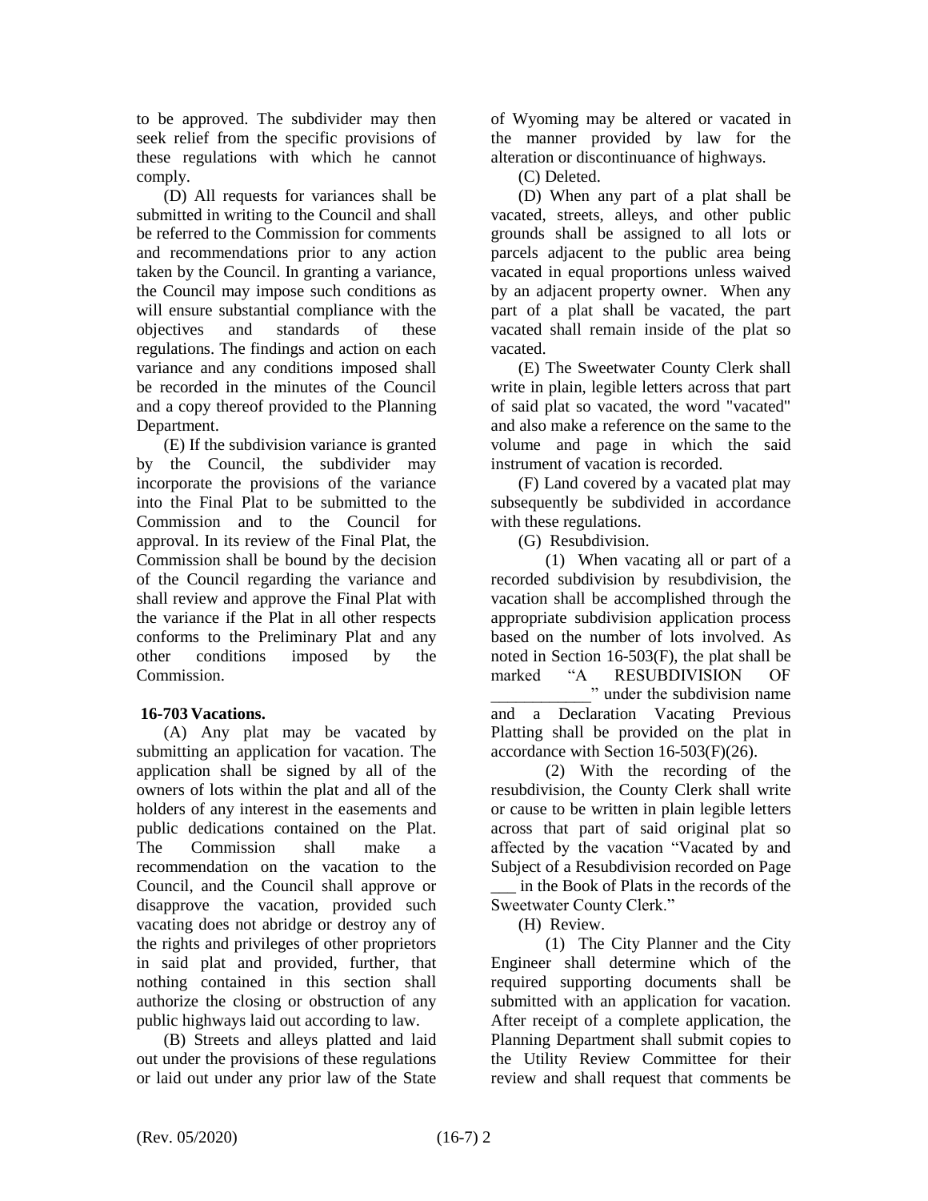to be approved. The subdivider may then seek relief from the specific provisions of these regulations with which he cannot comply.

(D) All requests for variances shall be submitted in writing to the Council and shall be referred to the Commission for comments and recommendations prior to any action taken by the Council. In granting a variance, the Council may impose such conditions as will ensure substantial compliance with the objectives and standards of these regulations. The findings and action on each variance and any conditions imposed shall be recorded in the minutes of the Council and a copy thereof provided to the Planning Department.

(E) If the subdivision variance is granted by the Council, the subdivider may incorporate the provisions of the variance into the Final Plat to be submitted to the Commission and to the Council for approval. In its review of the Final Plat, the Commission shall be bound by the decision of the Council regarding the variance and shall review and approve the Final Plat with the variance if the Plat in all other respects conforms to the Preliminary Plat and any other conditions imposed by the Commission.

**16-703 Vacations.**

(A) Any plat may be vacated by submitting an application for vacation. The application shall be signed by all of the owners of lots within the plat and all of the holders of any interest in the easements and public dedications contained on the Plat. The Commission shall make a recommendation on the vacation to the Council, and the Council shall approve or disapprove the vacation, provided such vacating does not abridge or destroy any of the rights and privileges of other proprietors in said plat and provided, further, that nothing contained in this section shall authorize the closing or obstruction of any public highways laid out according to law.

(B) Streets and alleys platted and laid out under the provisions of these regulations or laid out under any prior law of the State of Wyoming may be altered or vacated in the manner provided by law for the alteration or discontinuance of highways.

(C) Deleted.

(D) When any part of a plat shall be vacated, streets, alleys, and other public grounds shall be assigned to all lots or parcels adjacent to the public area being vacated in equal proportions unless waived by an adjacent property owner. When any part of a plat shall be vacated, the part vacated shall remain inside of the plat so vacated.

(E) The Sweetwater County Clerk shall write in plain, legible letters across that part of said plat so vacated, the word "vacated" and also make a reference on the same to the volume and page in which the said instrument of vacation is recorded.

(F) Land covered by a vacated plat may subsequently be subdivided in accordance with these regulations.

(G) Resubdivision.

(1) When vacating all or part of a recorded subdivision by resubdivision, the vacation shall be accomplished through the appropriate subdivision application process based on the number of lots involved. As noted in Section 16-503(F), the plat shall be marked "A RESUBDIVISION OF ____________" under the subdivision name and a Declaration Vacating Previous Platting shall be provided on the plat in accordance with Section 16-503(F)(26).

(2) With the recording of the resubdivision, the County Clerk shall write or cause to be written in plain legible letters across that part of said original plat so affected by the vacation "Vacated by and Subject of a Resubdivision recorded on Page ___ in the Book of Plats in the records of the Sweetwater County Clerk."

(H) Review.

(1) The City Planner and the City Engineer shall determine which of the required supporting documents shall be submitted with an application for vacation. After receipt of a complete application, the Planning Department shall submit copies to the Utility Review Committee for their review and shall request that comments be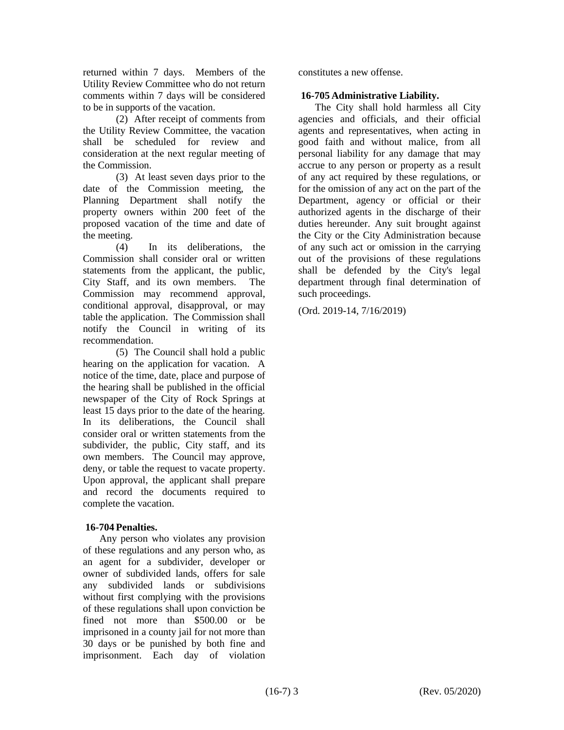returned within 7 days. Members of the Utility Review Committee who do not return comments within 7 days will be considered to be in supports of the vacation.

(2) After receipt of comments from the Utility Review Committee, the vacation shall be scheduled for review and consideration at the next regular meeting of the Commission.

(3) At least seven days prior to the date of the Commission meeting, the Planning Department shall notify the property owners within 200 feet of the proposed vacation of the time and date of the meeting.

(4) In its deliberations, the Commission shall consider oral or written statements from the applicant, the public, City Staff, and its own members. The Commission may recommend approval, conditional approval, disapproval, or may table the application. The Commission shall notify the Council in writing of its recommendation.

(5) The Council shall hold a public hearing on the application for vacation. A notice of the time, date, place and purpose of the hearing shall be published in the official newspaper of the City of Rock Springs at least 15 days prior to the date of the hearing. In its deliberations, the Council shall consider oral or written statements from the subdivider, the public, City staff, and its own members. The Council may approve, deny, or table the request to vacate property. Upon approval, the applicant shall prepare and record the documents required to complete the vacation.

### 16-704 Penalties.

Any person who violates any provision of these regulations and any person who, as an agent for a subdivider, developer or owner of subdivided lands, offers for sale any subdivided lands or subdivisions without first complying with the provisions of these regulations shall upon conviction be fined not more than $500.00 or be imprisoned in a county jail for not more than 30 days or be punished by both fine and imprisonment. Each day of violation constitutes a new offense.

### 16-705 Administrative Liability.

The City shall hold harmless all City agencies and officials, and their official agents and representatives, when acting in good faith and without malice, from all personal liability for any damage that may accrue to any person or property as a result of any act required by these regulations, or for the omission of any act on the part of the Department, agency or official or their authorized agents in the discharge of their duties hereunder. Any suit brought against the City or the City Administration because of any such act or omission in the carrying out of the provisions of these regulations shall be defended by the City's legal department through final determination of such proceedings.

(Ord. 2019-14, 7/16/2019)